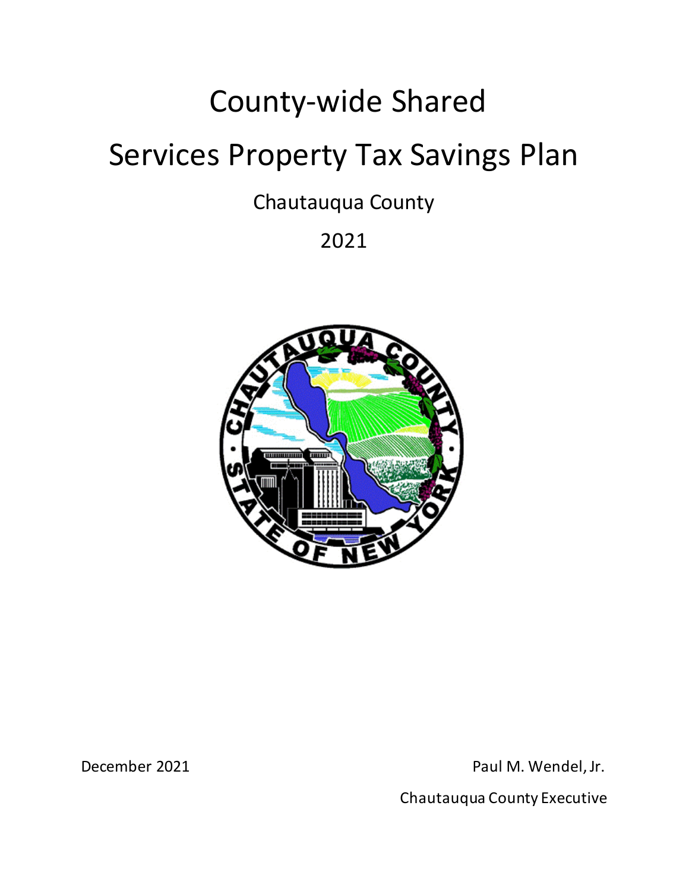# County-wide Shared Services Property Tax Savings Plan

Chautauqua County

2021

December 2021

Paul M. Wendel, Jr.

Chautauqua County Executive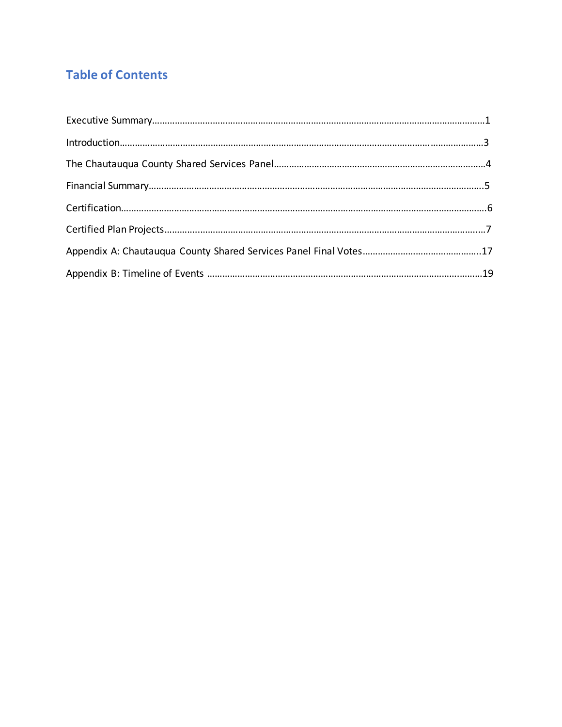## Table of Contents

Executive Summary……………………………………………………………………………………………………………1

Introduction……………………………………………………………………………………………………………………3

The Chautauqua County Shared Services Panel…………………………………………………………………4

Financial Summary…………………………………………………………………………………………………………5

Certification……………………………………………………………………………………………………………………6

Certified Plan Projects……………………………………………………………………………………………………7

Appendix A: Chautauqua County Shared Services Panel Final Votes………………………………………17

Appendix B: Timeline of Events ……………………………………………………………………………………19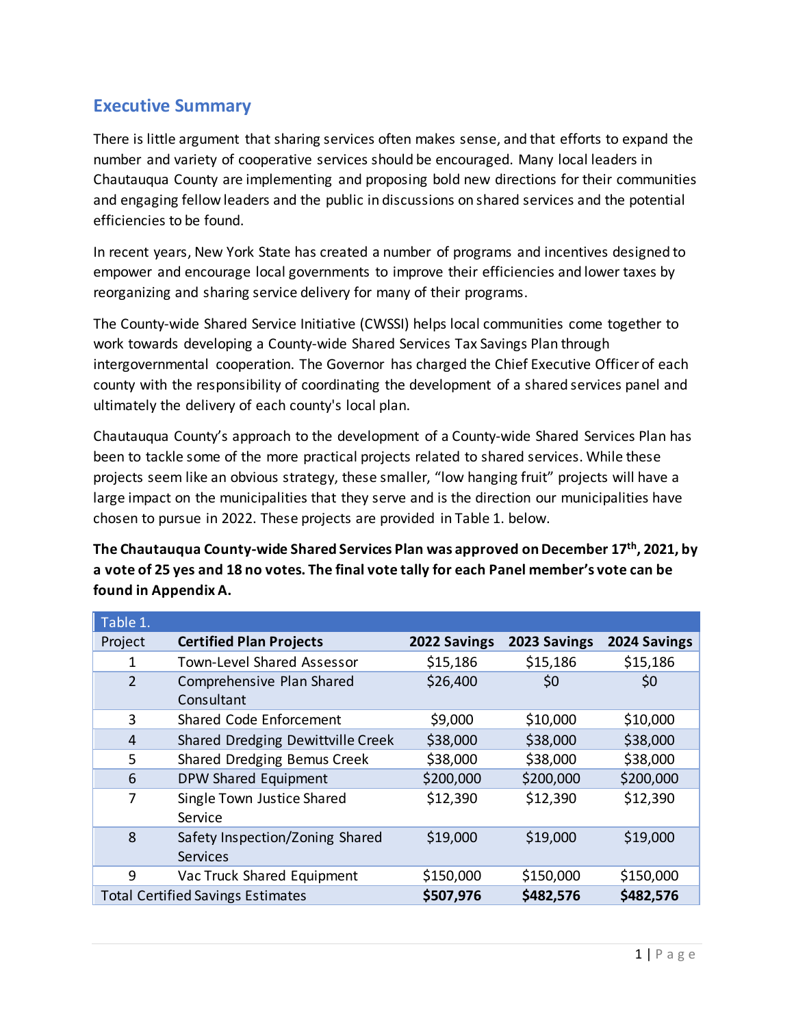## Executive Summary

There is little argument that sharing services often makes sense, and that efforts to expand the number and variety of cooperative services should be encouraged. Many local leaders in Chautauqua County are implementing and proposing bold new directions for their communities and engaging fellow leaders and the public in discussions on shared services and the potential efficiencies to be found.

In recent years, New York State has created a number of programs and incentives designed to empower and encourage local governments to improve their efficiencies and lower taxes by reorganizing and sharing service delivery for many of their programs.

The County-wide Shared Service Initiative (CWSSI) helps local communities come together to work towards developing a County-wide Shared Services Tax Savings Plan through intergovernmental cooperation. The Governor has charged the Chief Executive Officer of each county with the responsibility of coordinating the development of a shared services panel and ultimately the delivery of each county's local plan.

Chautauqua County's approach to the development of a County-wide Shared Services Plan has been to tackle some of the more practical projects related to shared services. While these projects seem like an obvious strategy, these smaller, "low hanging fruit" projects will have a large impact on the municipalities that they serve and is the direction our municipalities have chosen to pursue in 2022. These projects are provided in Table 1. below.

**The Chautauqua County-wide Shared Services Plan was approved on December 17th, 2021, by a vote of 25 yes and 18 no votes. The final vote tally for each Panel member's vote can be found in Appendix A.**

| Table 1. | | | | |
|---|---|---|---|---|
| Project | **Certified Plan Projects** | **2022 Savings** | **2023 Savings** | **2024 Savings** |
| 1 | Town-Level Shared Assessor | $15,186 | $15,186 | $15,186 |
| 2 | Comprehensive Plan Shared Consultant | $26,400 | $0 | $0 |
| 3 | Shared Code Enforcement | $9,000 | $10,000 | $10,000 |
| 4 | Shared Dredging Dewittville Creek | $38,000 | $38,000 | $38,000 |
| 5 | Shared Dredging Bemus Creek | $38,000 | $38,000 | $38,000 |
| 6 | DPW Shared Equipment | $200,000 | $200,000 | $200,000 |
| 7 | Single Town Justice Shared Service | $12,390 | $12,390 | $12,390 |
| 8 | Safety Inspection/Zoning Shared Services | $19,000 | $19,000 | $19,000 |
| 9 | Vac Truck Shared Equipment | $150,000 | $150,000 | $150,000 |
| Total Certified Savings Estimates | | **$507,976** | **$482,576** | **$482,576** |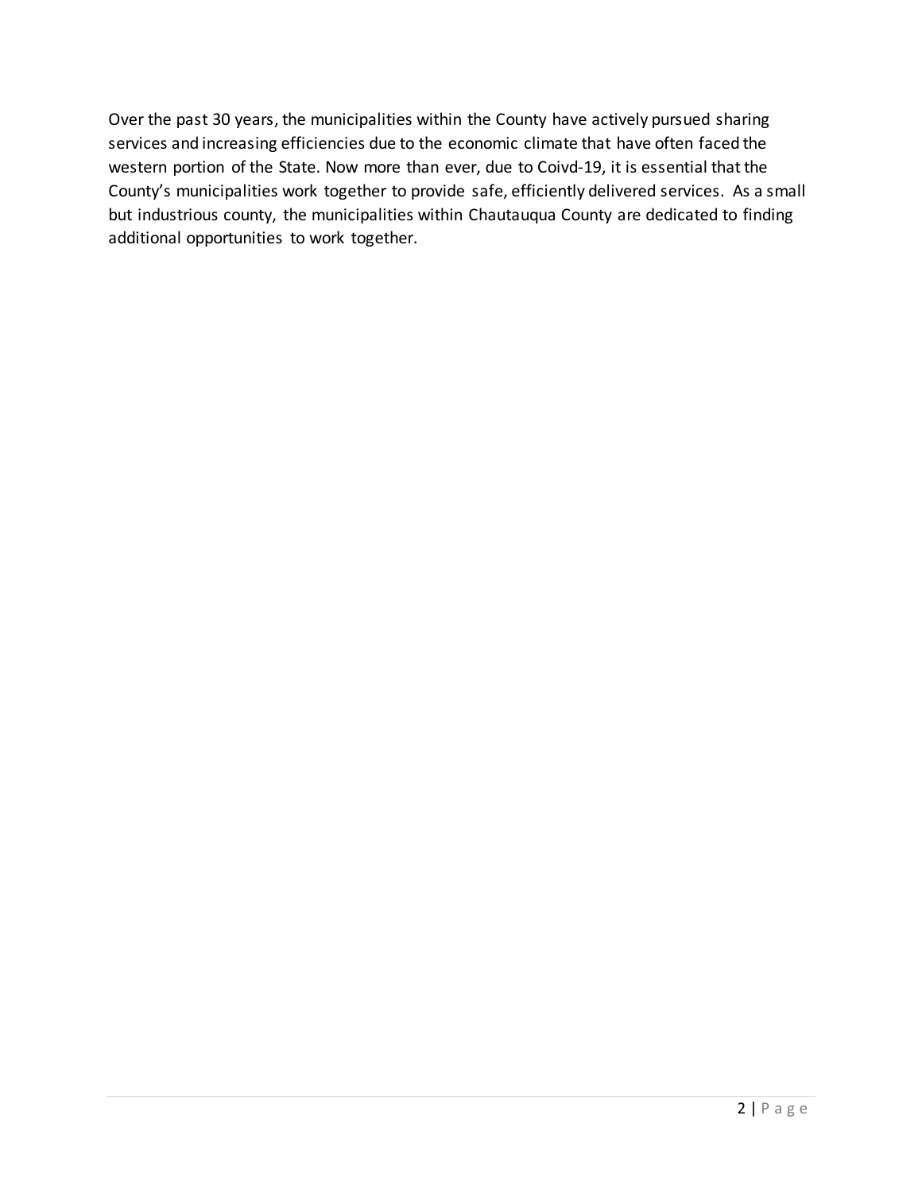Over the past 30 years, the municipalities within the County have actively pursued sharing services and increasing efficiencies due to the economic climate that have often faced the western portion of the State. Now more than ever, due to Coivd-19, it is essential that the County's municipalities work together to provide safe, efficiently delivered services. As a small but industrious county, the municipalities within Chautauqua County are dedicated to finding additional opportunities to work together.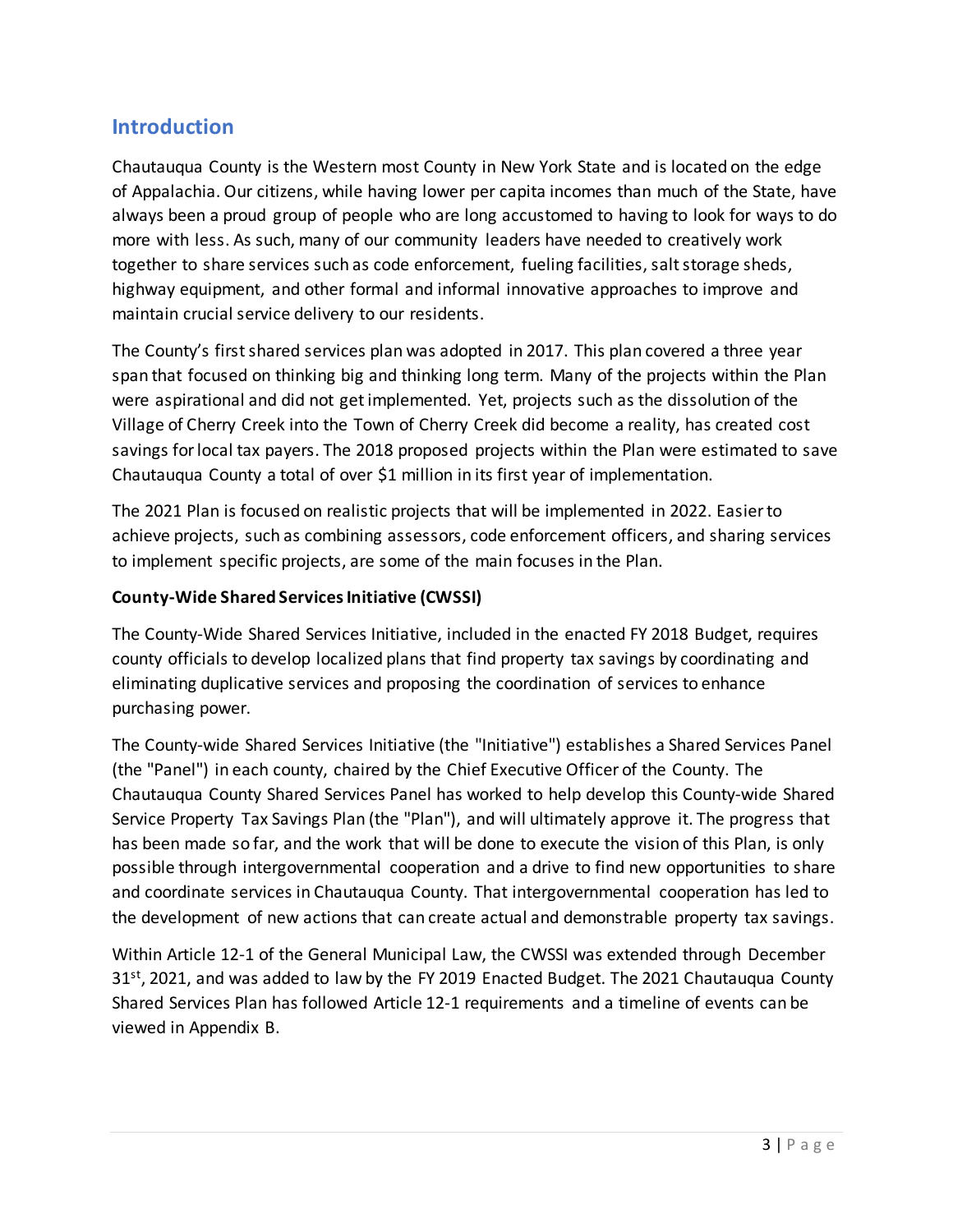## Introduction

Chautauqua County is the Western most County in New York State and is located on the edge of Appalachia. Our citizens, while having lower per capita incomes than much of the State, have always been a proud group of people who are long accustomed to having to look for ways to do more with less. As such, many of our community leaders have needed to creatively work together to share services such as code enforcement, fueling facilities, salt storage sheds, highway equipment, and other formal and informal innovative approaches to improve and maintain crucial service delivery to our residents.

The County's first shared services plan was adopted in 2017. This plan covered a three year span that focused on thinking big and thinking long term. Many of the projects within the Plan were aspirational and did not get implemented. Yet, projects such as the dissolution of the Village of Cherry Creek into the Town of Cherry Creek did become a reality, has created cost savings for local tax payers. The 2018 proposed projects within the Plan were estimated to save Chautauqua County a total of over $1 million in its first year of implementation.

The 2021 Plan is focused on realistic projects that will be implemented in 2022. Easier to achieve projects, such as combining assessors, code enforcement officers, and sharing services to implement specific projects, are some of the main focuses in the Plan.

**County-Wide Shared Services Initiative (CWSSI)**

The County-Wide Shared Services Initiative, included in the enacted FY 2018 Budget, requires county officials to develop localized plans that find property tax savings by coordinating and eliminating duplicative services and proposing the coordination of services to enhance purchasing power.

The County-wide Shared Services Initiative (the "Initiative") establishes a Shared Services Panel (the "Panel") in each county, chaired by the Chief Executive Officer of the County. The Chautauqua County Shared Services Panel has worked to help develop this County-wide Shared Service Property Tax Savings Plan (the "Plan"), and will ultimately approve it. The progress that has been made so far, and the work that will be done to execute the vision of this Plan, is only possible through intergovernmental cooperation and a drive to find new opportunities to share and coordinate services in Chautauqua County. That intergovernmental cooperation has led to the development of new actions that can create actual and demonstrable property tax savings.

Within Article 12-1 of the General Municipal Law, the CWSSI was extended through December 31st, 2021, and was added to law by the FY 2019 Enacted Budget. The 2021 Chautauqua County Shared Services Plan has followed Article 12-1 requirements and a timeline of events can be viewed in Appendix B.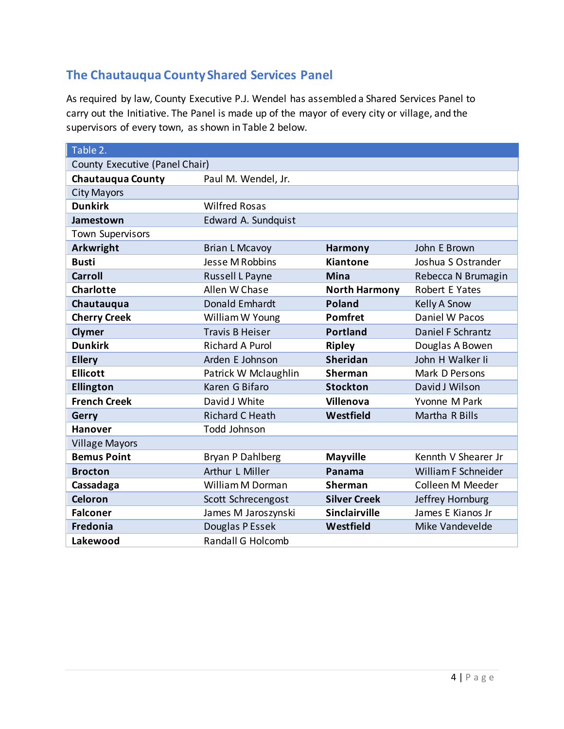## The Chautauqua County Shared Services Panel

As required by law, County Executive P.J. Wendel has assembled a Shared Services Panel to carry out the Initiative. The Panel is made up of the mayor of every city or village, and the supervisors of every town, as shown in Table 2 below.

| Table 2. | | | |
|---|---|---|---|
| County Executive (Panel Chair) | | | |
| **Chautauqua County** | Paul M. Wendel, Jr. | | |
| City Mayors | | | |
| **Dunkirk** | Wilfred Rosas | | |
| **Jamestown** | Edward A. Sundquist | | |
| Town Supervisors | | | |
| **Arkwright** | Brian L Mcavoy | **Harmony** | John E Brown |
| **Busti** | Jesse M Robbins | **Kiantone** | Joshua S Ostrander |
| **Carroll** | Russell L Payne | **Mina** | Rebecca N Brumagin |
| **Charlotte** | Allen W Chase | **North Harmony** | Robert E Yates |
| **Chautauqua** | Donald Emhardt | **Poland** | Kelly A Snow |
| **Cherry Creek** | William W Young | **Pomfret** | Daniel W Pacos |
| **Clymer** | Travis B Heiser | **Portland** | Daniel F Schrantz |
| **Dunkirk** | Richard A Purol | **Ripley** | Douglas A Bowen |
| **Ellery** | Arden E Johnson | **Sheridan** | John H Walker Ii |
| **Ellicott** | Patrick W Mclaughlin | **Sherman** | Mark D Persons |
| **Ellington** | Karen G Bifaro | **Stockton** | David J Wilson |
| **French Creek** | David J White | **Villenova** | Yvonne M Park |
| **Gerry** | Richard C Heath | **Westfield** | Martha R Bills |
| **Hanover** | Todd Johnson | | |
| Village Mayors | | | |
| **Bemus Point** | Bryan P Dahlberg | **Mayville** | Kennth V Shearer Jr |
| **Brocton** | Arthur L Miller | **Panama** | William F Schneider |
| **Cassadaga** | William M Dorman | **Sherman** | Colleen M Meeder |
| **Celoron** | Scott Schrecengost | **Silver Creek** | Jeffrey Hornburg |
| **Falconer** | James M Jaroszynski | **Sinclairville** | James E Kianos Jr |
| **Fredonia** | Douglas P Essek | **Westfield** | Mike Vandevelde |
| **Lakewood** | Randall G Holcomb | | |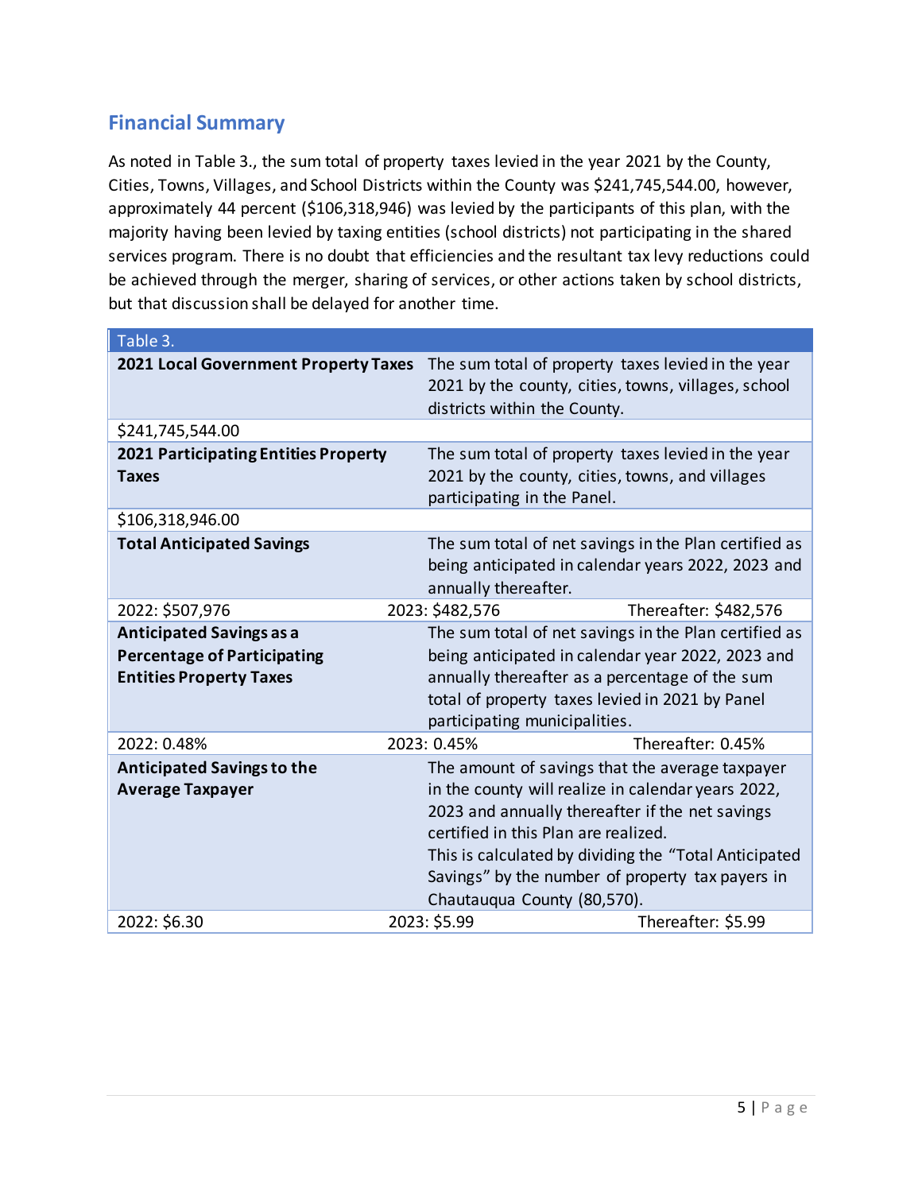## Financial Summary

As noted in Table 3., the sum total of property taxes levied in the year 2021 by the County, Cities, Towns, Villages, and School Districts within the County was $241,745,544.00, however, approximately 44 percent ($106,318,946) was levied by the participants of this plan, with the majority having been levied by taxing entities (school districts) not participating in the shared services program. There is no doubt that efficiencies and the resultant tax levy reductions could be achieved through the merger, sharing of services, or other actions taken by school districts, but that discussion shall be delayed for another time.

| Table 3. | | |
|---|---|---|
| **2021 Local Government Property Taxes** | The sum total of property taxes levied in the year 2021 by the county, cities, towns, villages, school districts within the County. | |
| $241,745,544.00 | | |
| **2021 Participating Entities Property Taxes** | The sum total of property taxes levied in the year 2021 by the county, cities, towns, and villages participating in the Panel. | |
| $106,318,946.00 | | |
| **Total Anticipated Savings** | The sum total of net savings in the Plan certified as being anticipated in calendar years 2022, 2023 and annually thereafter. | |
| 2022: $507,976 | 2023: $482,576 | Thereafter: $482,576 |
| **Anticipated Savings as a Percentage of Participating Entities Property Taxes** | The sum total of net savings in the Plan certified as being anticipated in calendar year 2022, 2023 and annually thereafter as a percentage of the sum total of property taxes levied in 2021 by Panel participating municipalities. | |
| 2022: 0.48% | 2023: 0.45% | Thereafter: 0.45% |
| **Anticipated Savings to the Average Taxpayer** | The amount of savings that the average taxpayer in the county will realize in calendar years 2022, 2023 and annually thereafter if the net savings certified in this Plan are realized. This is calculated by dividing the "Total Anticipated Savings" by the number of property tax payers in Chautauqua County (80,570). | |
| 2022: $6.30 | 2023: $5.99 | Thereafter: $5.99 |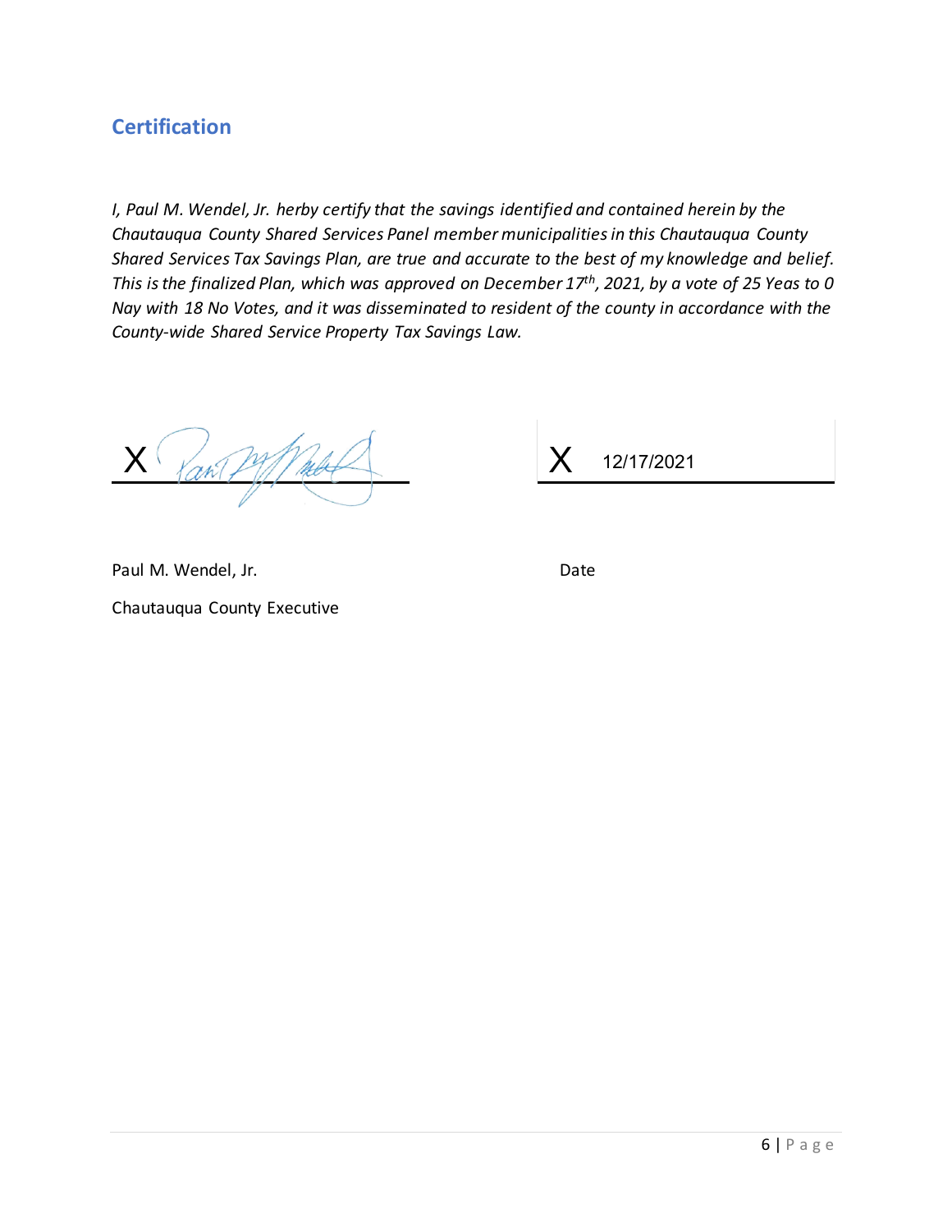## Certification

*I, Paul M. Wendel, Jr. herby certify that the savings identified and contained herein by the Chautauqua County Shared Services Panel member municipalities in this Chautauqua County Shared Services Tax Savings Plan, are true and accurate to the best of my knowledge and belief. This is the finalized Plan, which was approved on December 17th, 2021, by a vote of 25 Yeas to 0 Nay with 18 No Votes, and it was disseminated to resident of the county in accordance with the County-wide Shared Service Property Tax Savings Law.*

X _______________________ X 12/17/2021

Paul M. Wendel, Jr. Date

Chautauqua County Executive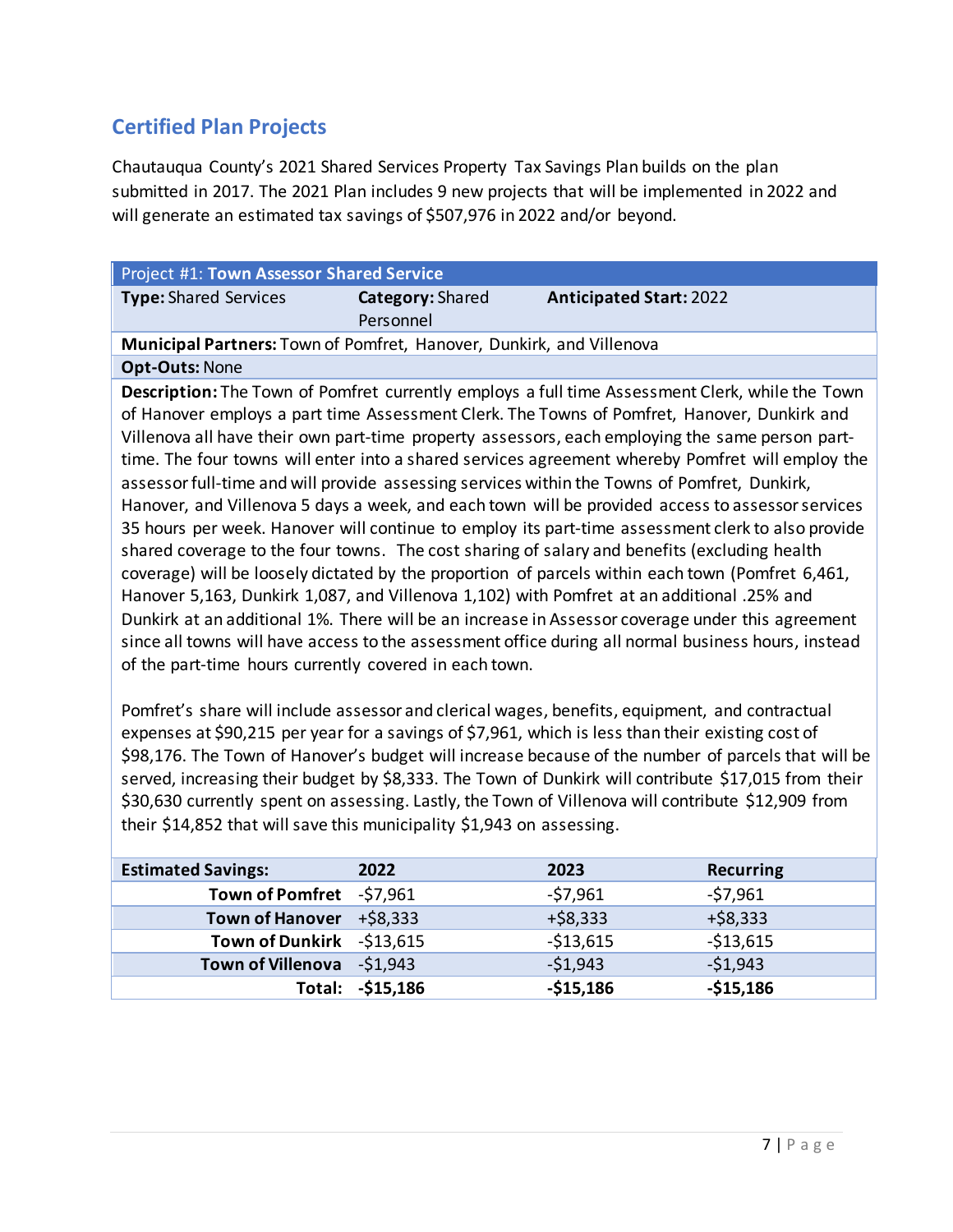## Certified Plan Projects

Chautauqua County's 2021 Shared Services Property Tax Savings Plan builds on the plan submitted in 2017. The 2021 Plan includes 9 new projects that will be implemented in 2022 and will generate an estimated tax savings of $507,976 in 2022 and/or beyond.

| Project #1: **Town Assessor Shared Service** | | |
|---|---|---|
| **Type:** Shared Services | **Category:** Shared Personnel | **Anticipated Start:** 2022 |
| **Municipal Partners:** Town of Pomfret, Hanover, Dunkirk, and Villenova | | |
| **Opt-Outs:** None | | |

**Description:** The Town of Pomfret currently employs a full time Assessment Clerk, while the Town of Hanover employs a part time Assessment Clerk. The Towns of Pomfret, Hanover, Dunkirk and Villenova all have their own part-time property assessors, each employing the same person part-time. The four towns will enter into a shared services agreement whereby Pomfret will employ the assessor full-time and will provide assessing services within the Towns of Pomfret, Dunkirk, Hanover, and Villenova 5 days a week, and each town will be provided access to assessor services 35 hours per week. Hanover will continue to employ its part-time assessment clerk to also provide shared coverage to the four towns. The cost sharing of salary and benefits (excluding health coverage) will be loosely dictated by the proportion of parcels within each town (Pomfret 6,461, Hanover 5,163, Dunkirk 1,087, and Villenova 1,102) with Pomfret at an additional .25% and Dunkirk at an additional 1%. There will be an increase in Assessor coverage under this agreement since all towns will have access to the assessment office during all normal business hours, instead of the part-time hours currently covered in each town.

Pomfret's share will include assessor and clerical wages, benefits, equipment, and contractual expenses at $90,215 per year for a savings of $7,961, which is less than their existing cost of $98,176. The Town of Hanover's budget will increase because of the number of parcels that will be served, increasing their budget by $8,333. The Town of Dunkirk will contribute $17,015 from their $30,630 currently spent on assessing. Lastly, the Town of Villenova will contribute $12,909 from their $14,852 that will save this municipality $1,943 on assessing.

| **Estimated Savings:** | **2022** | **2023** | **Recurring** |
|---|---|---|---|
| **Town of Pomfret** | -$7,961 | -$7,961 | -$7,961 |
| **Town of Hanover** | +$8,333 | +$8,333 | +$8,333 |
| **Town of Dunkirk** | -$13,615 | -$13,615 | -$13,615 |
| **Town of Villenova** | -$1,943 | -$1,943 | -$1,943 |
| **Total:** | **-$15,186** | **-$15,186** | **-$15,186** |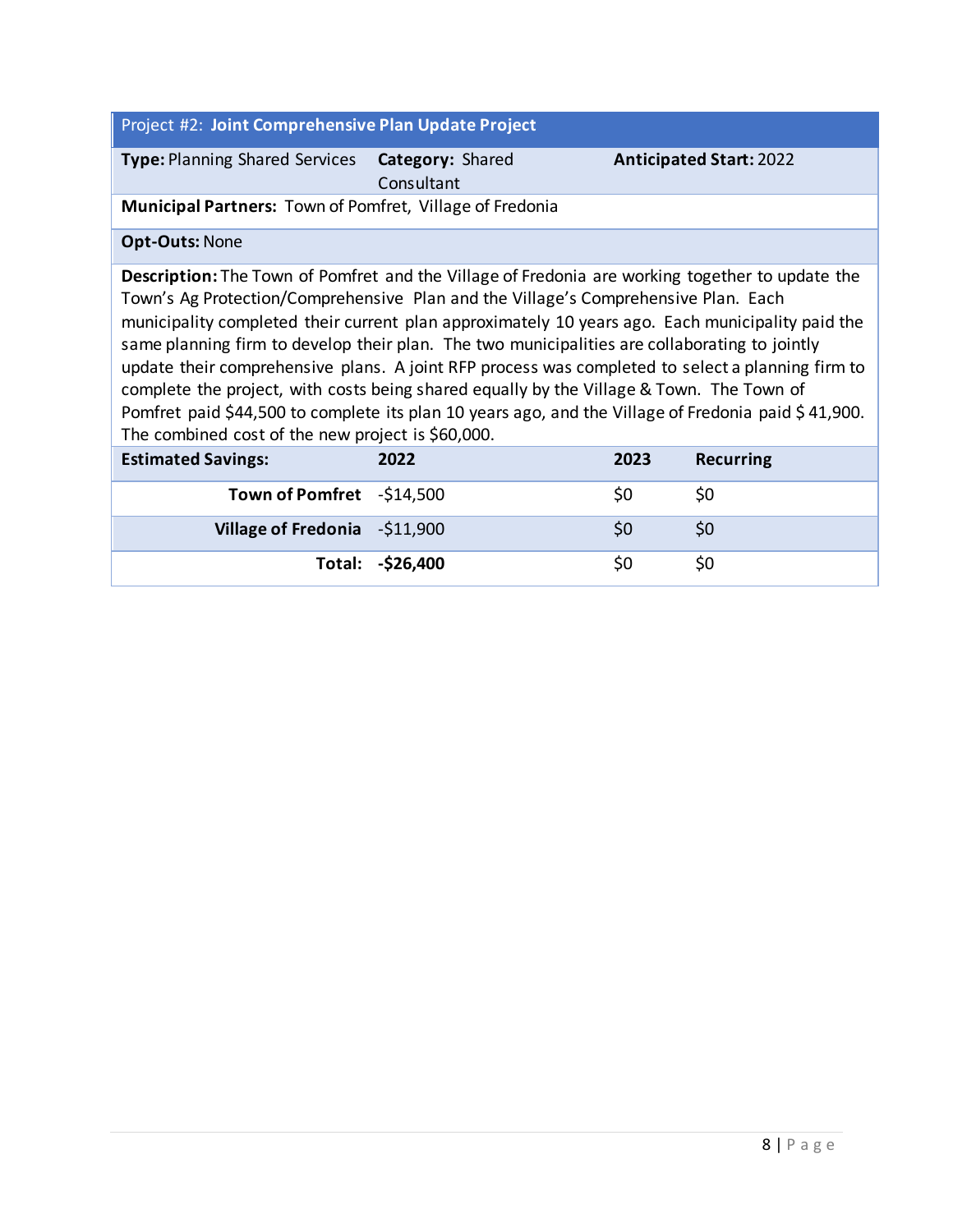## Project #2: **Joint Comprehensive Plan Update Project**

| | | |
|---|---|---|
| **Type:** Planning Shared Services | **Category:** Shared Consultant | **Anticipated Start:** 2022 |

**Municipal Partners:** Town of Pomfret, Village of Fredonia

**Opt-Outs:** None

**Description:** The Town of Pomfret and the Village of Fredonia are working together to update the Town's Ag Protection/Comprehensive Plan and the Village's Comprehensive Plan. Each municipality completed their current plan approximately 10 years ago. Each municipality paid the same planning firm to develop their plan. The two municipalities are collaborating to jointly update their comprehensive plans. A joint RFP process was completed to select a planning firm to complete the project, with costs being shared equally by the Village & Town. The Town of Pomfret paid $44,500 to complete its plan 10 years ago, and the Village of Fredonia paid $ 41,900. The combined cost of the new project is $60,000.

| **Estimated Savings:** | **2022** | **2023** | **Recurring** |
|---|---|---|---|
| **Town of Pomfret** | -$14,500 | $0 | $0 |
| **Village of Fredonia** | -$11,900 | $0 | $0 |
| **Total:** | **-$26,400** | $0 | $0 |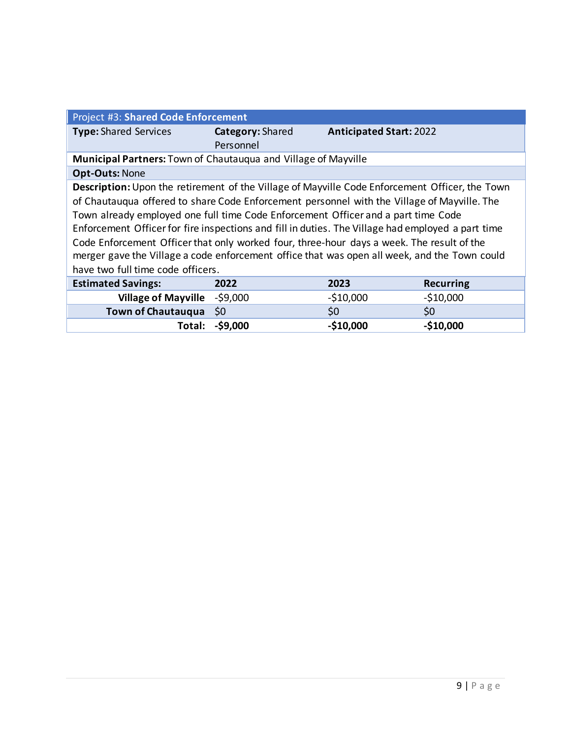| Project #3: **Shared Code Enforcement** | | | |
|---|---|---|---|
| **Type:** Shared Services | **Category:** Shared Personnel | **Anticipated Start:** 2022 | |
| **Municipal Partners:** Town of Chautauqua and Village of Mayville | | | |
| **Opt-Outs:** None | | | |
| **Description:** Upon the retirement of the Village of Mayville Code Enforcement Officer, the Town of Chautauqua offered to share Code Enforcement personnel with the Village of Mayville. The Town already employed one full time Code Enforcement Officer and a part time Code Enforcement Officer for fire inspections and fill in duties. The Village had employed a part time Code Enforcement Officer that only worked four, three-hour days a week. The result of the merger gave the Village a code enforcement office that was open all week, and the Town could have two full time code officers. | | | |
| **Estimated Savings:** | **2022** | **2023** | **Recurring** |
| **Village of Mayville** | -$9,000 | -$10,000 | -$10,000 |
| **Town of Chautauqua** | $0 | $0 | $0 |
| **Total:** | **-$9,000** | **-$10,000** | **-$10,000** |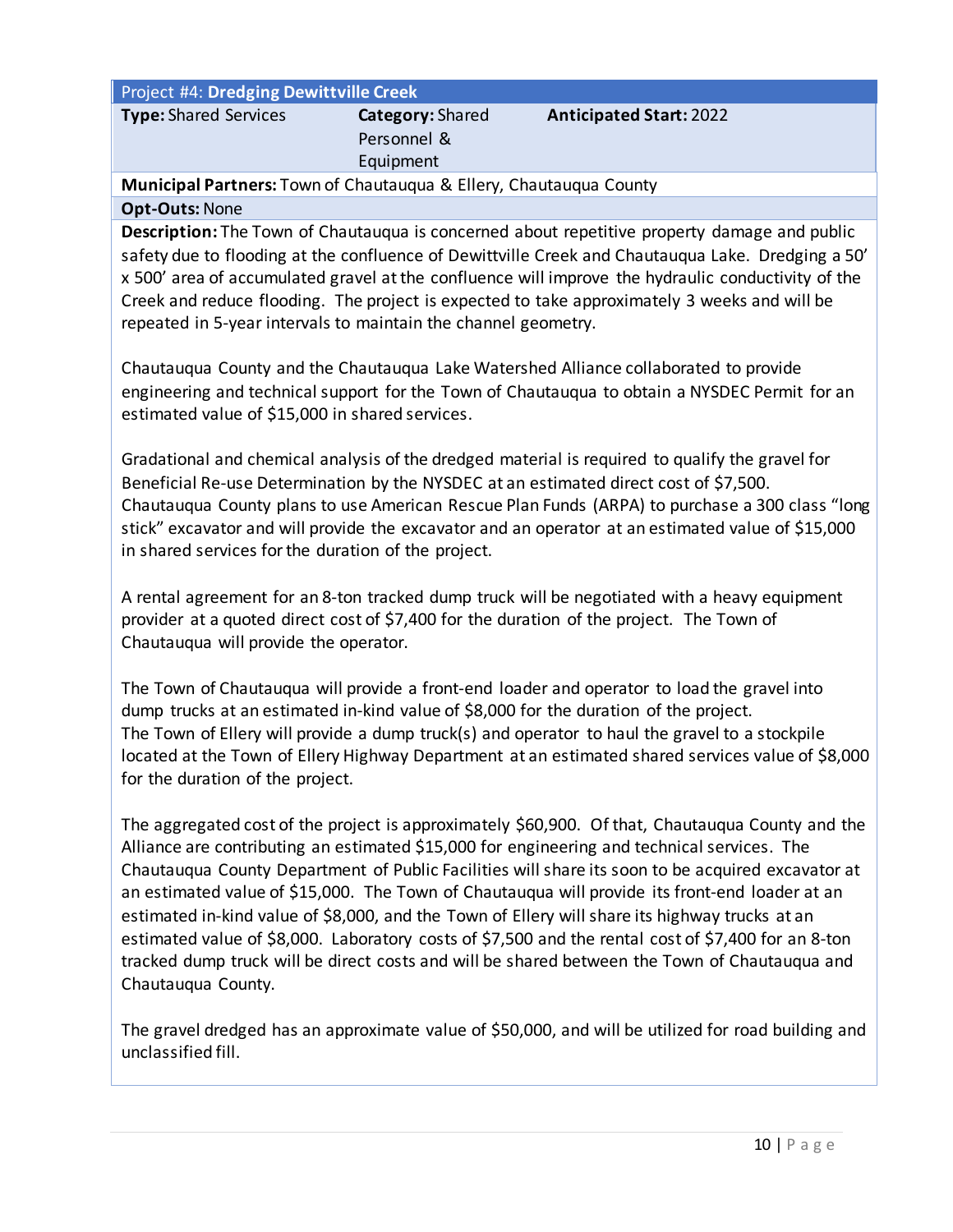## Project #4: **Dredging Dewittville Creek**

| **Type:** Shared Services | **Category:** Shared Personnel & Equipment | **Anticipated Start:** 2022 |
|---|---|---|

**Municipal Partners:** Town of Chautauqua & Ellery, Chautauqua County

**Opt-Outs:** None

**Description:** The Town of Chautauqua is concerned about repetitive property damage and public safety due to flooding at the confluence of Dewittville Creek and Chautauqua Lake. Dredging a 50' x 500' area of accumulated gravel at the confluence will improve the hydraulic conductivity of the Creek and reduce flooding. The project is expected to take approximately 3 weeks and will be repeated in 5-year intervals to maintain the channel geometry.

Chautauqua County and the Chautauqua Lake Watershed Alliance collaborated to provide engineering and technical support for the Town of Chautauqua to obtain a NYSDEC Permit for an estimated value of $15,000 in shared services.

Gradational and chemical analysis of the dredged material is required to qualify the gravel for Beneficial Re-use Determination by the NYSDEC at an estimated direct cost of $7,500. Chautauqua County plans to use American Rescue Plan Funds (ARPA) to purchase a 300 class "long stick" excavator and will provide the excavator and an operator at an estimated value of $15,000 in shared services for the duration of the project.

A rental agreement for an 8-ton tracked dump truck will be negotiated with a heavy equipment provider at a quoted direct cost of $7,400 for the duration of the project. The Town of Chautauqua will provide the operator.

The Town of Chautauqua will provide a front-end loader and operator to load the gravel into dump trucks at an estimated in-kind value of $8,000 for the duration of the project. The Town of Ellery will provide a dump truck(s) and operator to haul the gravel to a stockpile located at the Town of Ellery Highway Department at an estimated shared services value of $8,000 for the duration of the project.

The aggregated cost of the project is approximately $60,900. Of that, Chautauqua County and the Alliance are contributing an estimated $15,000 for engineering and technical services. The Chautauqua County Department of Public Facilities will share its soon to be acquired excavator at an estimated value of $15,000. The Town of Chautauqua will provide its front-end loader at an estimated in-kind value of $8,000, and the Town of Ellery will share its highway trucks at an estimated value of $8,000. Laboratory costs of $7,500 and the rental cost of $7,400 for an 8-ton tracked dump truck will be direct costs and will be shared between the Town of Chautauqua and Chautauqua County.

The gravel dredged has an approximate value of $50,000, and will be utilized for road building and unclassified fill.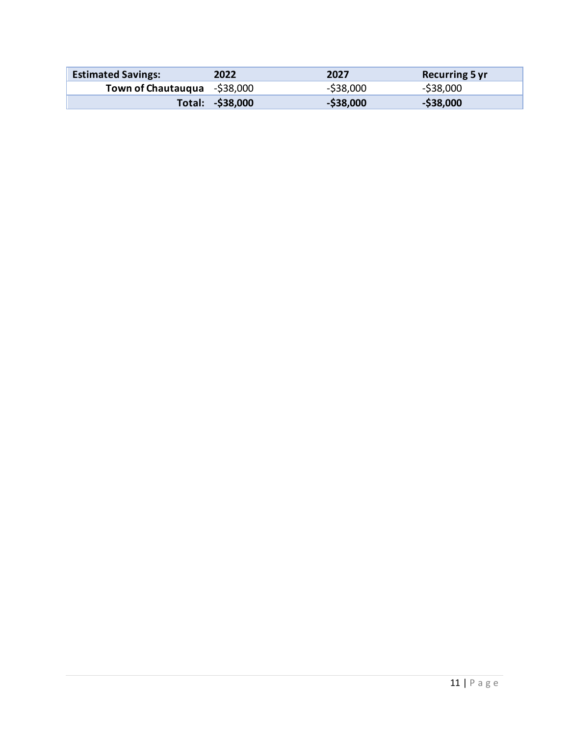| **Estimated Savings:** | **2022** | **2027** | **Recurring 5 yr** |
|---|---|---|---|
| **Town of Chautauqua** | -$38,000 | -$38,000 | -$38,000 |
| **Total:** | **-$38,000** | **-$38,000** | **-$38,000** |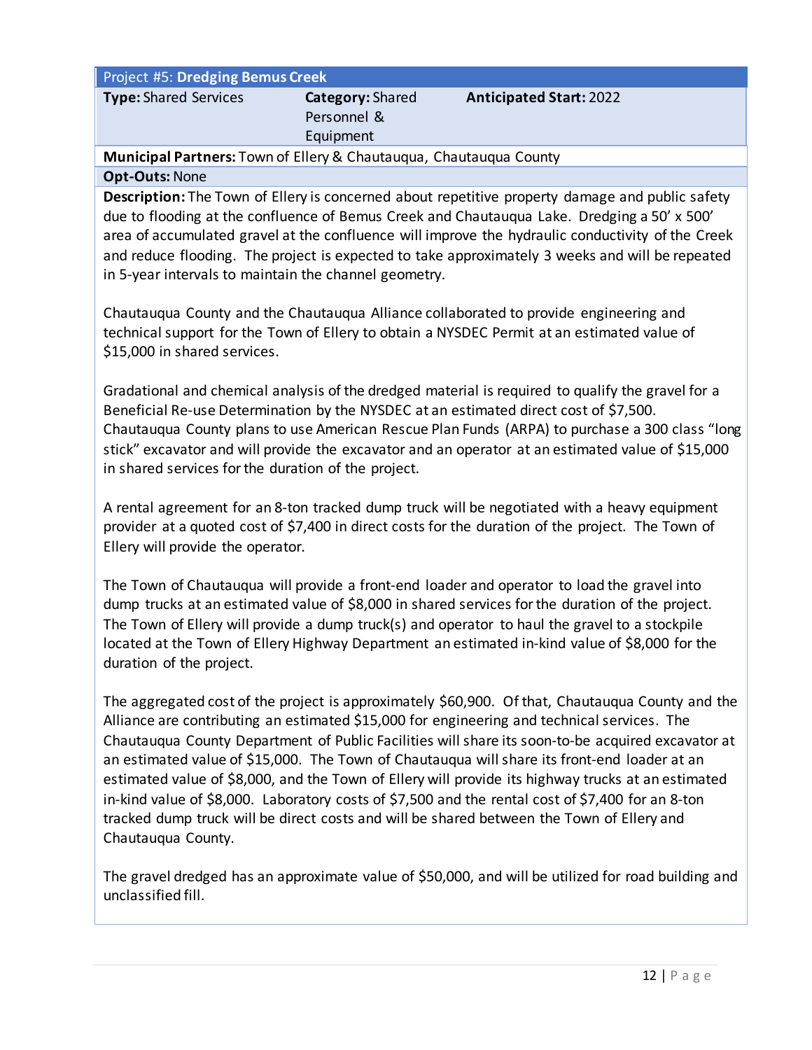| Project #5: **Dredging Bemus Creek** | | |
|---|---|---|
| **Type:** Shared Services | **Category:** Shared Personnel & Equipment | **Anticipated Start:** 2022 |
| **Municipal Partners:** Town of Ellery & Chautauqua, Chautauqua County | | |
| **Opt-Outs:** None | | |

**Description:** The Town of Ellery is concerned about repetitive property damage and public safety due to flooding at the confluence of Bemus Creek and Chautauqua Lake. Dredging a 50' x 500' area of accumulated gravel at the confluence will improve the hydraulic conductivity of the Creek and reduce flooding. The project is expected to take approximately 3 weeks and will be repeated in 5-year intervals to maintain the channel geometry.

Chautauqua County and the Chautauqua Alliance collaborated to provide engineering and technical support for the Town of Ellery to obtain a NYSDEC Permit at an estimated value of $15,000 in shared services.

Gradational and chemical analysis of the dredged material is required to qualify the gravel for a Beneficial Re-use Determination by the NYSDEC at an estimated direct cost of $7,500. Chautauqua County plans to use American Rescue Plan Funds (ARPA) to purchase a 300 class "long stick" excavator and will provide the excavator and an operator at an estimated value of $15,000 in shared services for the duration of the project.

A rental agreement for an 8-ton tracked dump truck will be negotiated with a heavy equipment provider at a quoted cost of $7,400 in direct costs for the duration of the project. The Town of Ellery will provide the operator.

The Town of Chautauqua will provide a front-end loader and operator to load the gravel into dump trucks at an estimated value of $8,000 in shared services for the duration of the project. The Town of Ellery will provide a dump truck(s) and operator to haul the gravel to a stockpile located at the Town of Ellery Highway Department an estimated in-kind value of $8,000 for the duration of the project.

The aggregated cost of the project is approximately $60,900. Of that, Chautauqua County and the Alliance are contributing an estimated $15,000 for engineering and technical services. The Chautauqua County Department of Public Facilities will share its soon-to-be acquired excavator at an estimated value of $15,000. The Town of Chautauqua will share its front-end loader at an estimated value of $8,000, and the Town of Ellery will provide its highway trucks at an estimated in-kind value of $8,000. Laboratory costs of $7,500 and the rental cost of $7,400 for an 8-ton tracked dump truck will be direct costs and will be shared between the Town of Ellery and Chautauqua County.

The gravel dredged has an approximate value of $50,000, and will be utilized for road building and unclassified fill.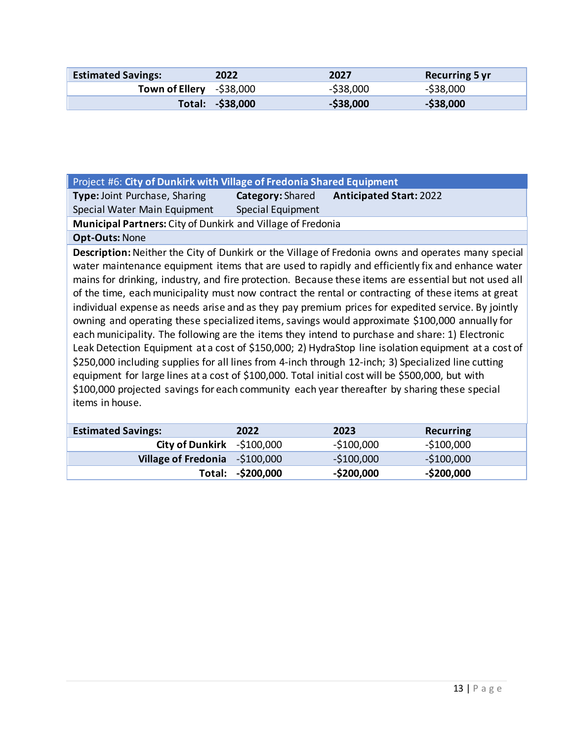| Estimated Savings: | 2022 | 2027 | Recurring 5 yr |
|---|---|---|---|
| **Town of Ellery** | -$38,000 | -$38,000 | -$38,000 |
| **Total:** | **-$38,000** | **-$38,000** | **-$38,000** |

| Project #6: **City of Dunkirk with Village of Fredonia Shared Equipment** | | |
|---|---|---|
| **Type:** Joint Purchase, Sharing Special Water Main Equipment | **Category:** Shared Special Equipment | **Anticipated Start:** 2022 |
| **Municipal Partners:** City of Dunkirk and Village of Fredonia | | |
| **Opt-Outs:** None | | |
| **Description:** Neither the City of Dunkirk or the Village of Fredonia owns and operates many special water maintenance equipment items that are used to rapidly and efficiently fix and enhance water mains for drinking, industry, and fire protection. Because these items are essential but not used all of the time, each municipality must now contract the rental or contracting of these items at great individual expense as needs arise and as they pay premium prices for expedited service. By jointly owning and operating these specialized items, savings would approximate $100,000 annually for each municipality. The following are the items they intend to purchase and share: 1) Electronic Leak Detection Equipment at a cost of $150,000; 2) HydraStop line isolation equipment at a cost of $250,000 including supplies for all lines from 4-inch through 12-inch; 3) Specialized line cutting equipment for large lines at a cost of $100,000. Total initial cost will be $500,000, but with $100,000 projected savings for each community each year thereafter by sharing these special items in house. | | |

| Estimated Savings: | 2022 | 2023 | Recurring |
|---|---|---|---|
| **City of Dunkirk** | -$100,000 | -$100,000 | -$100,000 |
| **Village of Fredonia** | -$100,000 | -$100,000 | -$100,000 |
| **Total:** | **-$200,000** | **-$200,000** | **-$200,000** |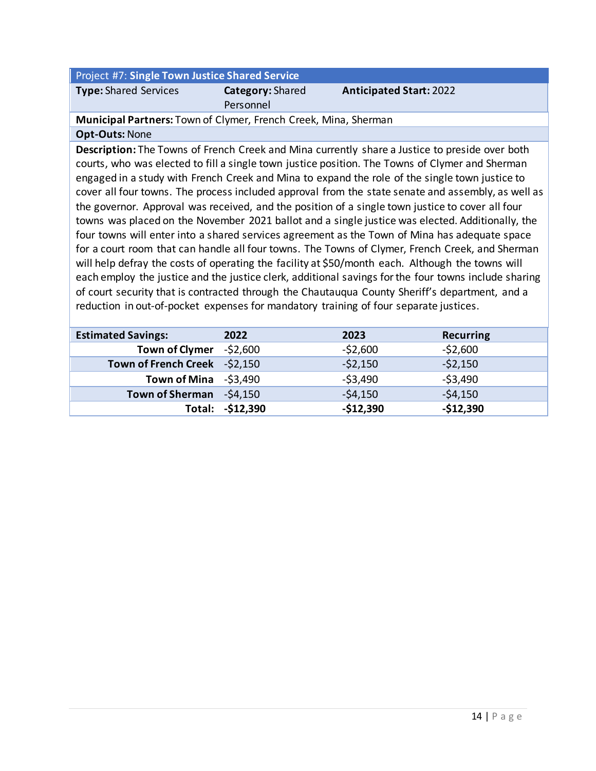## Project #7: **Single Town Justice Shared Service**

| **Type:** Shared Services | **Category:** Shared Personnel | **Anticipated Start:** 2022 |
|---|---|---|

**Municipal Partners:** Town of Clymer, French Creek, Mina, Sherman

**Opt-Outs:** None

**Description:** The Towns of French Creek and Mina currently share a Justice to preside over both courts, who was elected to fill a single town justice position. The Towns of Clymer and Sherman engaged in a study with French Creek and Mina to expand the role of the single town justice to cover all four towns. The process included approval from the state senate and assembly, as well as the governor. Approval was received, and the position of a single town justice to cover all four towns was placed on the November 2021 ballot and a single justice was elected. Additionally, the four towns will enter into a shared services agreement as the Town of Mina has adequate space for a court room that can handle all four towns. The Towns of Clymer, French Creek, and Sherman will help defray the costs of operating the facility at $50/month each. Although the towns will each employ the justice and the justice clerk, additional savings for the four towns include sharing of court security that is contracted through the Chautauqua County Sheriff's department, and a reduction in out-of-pocket expenses for mandatory training of four separate justices.

| **Estimated Savings:** | **2022** | **2023** | **Recurring** |
|---|---|---|---|
| **Town of Clymer** | -$2,600 | -$2,600 | -$2,600 |
| **Town of French Creek** | -$2,150 | -$2,150 | -$2,150 |
| **Town of Mina** | -$3,490 | -$3,490 | -$3,490 |
| **Town of Sherman** | -$4,150 | -$4,150 | -$4,150 |
| **Total:** | **-$12,390** | **-$12,390** | **-$12,390** |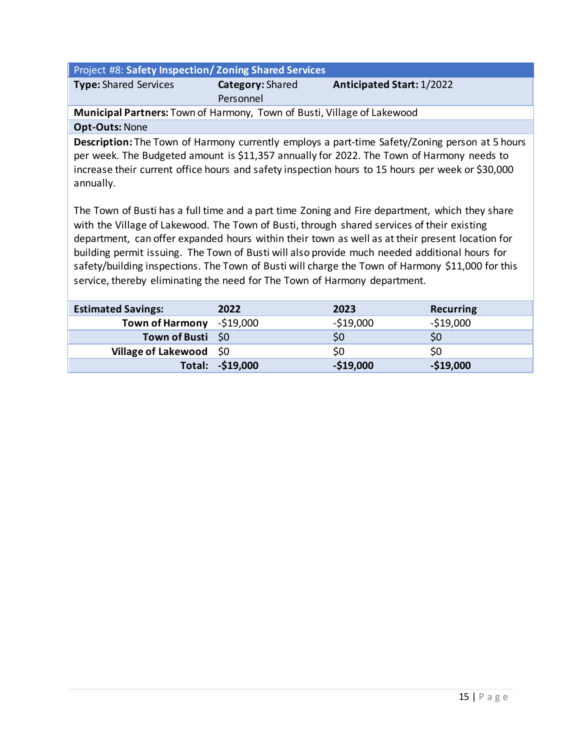## Project #8: **Safety Inspection/ Zoning Shared Services**

**Type:** Shared Services | **Category:** Shared Personnel | **Anticipated Start:** 1/2022

**Municipal Partners:** Town of Harmony, Town of Busti, Village of Lakewood

**Opt-Outs:** None

**Description:** The Town of Harmony currently employs a part-time Safety/Zoning person at 5 hours per week. The Budgeted amount is $11,357 annually for 2022. The Town of Harmony needs to increase their current office hours and safety inspection hours to 15 hours per week or $30,000 annually.

The Town of Busti has a full time and a part time Zoning and Fire department, which they share with the Village of Lakewood. The Town of Busti, through shared services of their existing department, can offer expanded hours within their town as well as at their present location for building permit issuing. The Town of Busti will also provide much needed additional hours for safety/building inspections. The Town of Busti will charge the Town of Harmony $11,000 for this service, thereby eliminating the need for The Town of Harmony department.

| **Estimated Savings:** | **2022** | **2023** | **Recurring** |
|---|---|---|---|
| **Town of Harmony** | -$19,000 | -$19,000 | -$19,000 |
| **Town of Busti** | $0 | $0 | $0 |
| **Village of Lakewood** | $0 | $0 | $0 |
| **Total:** | **-$19,000** | **-$19,000** | **-$19,000** |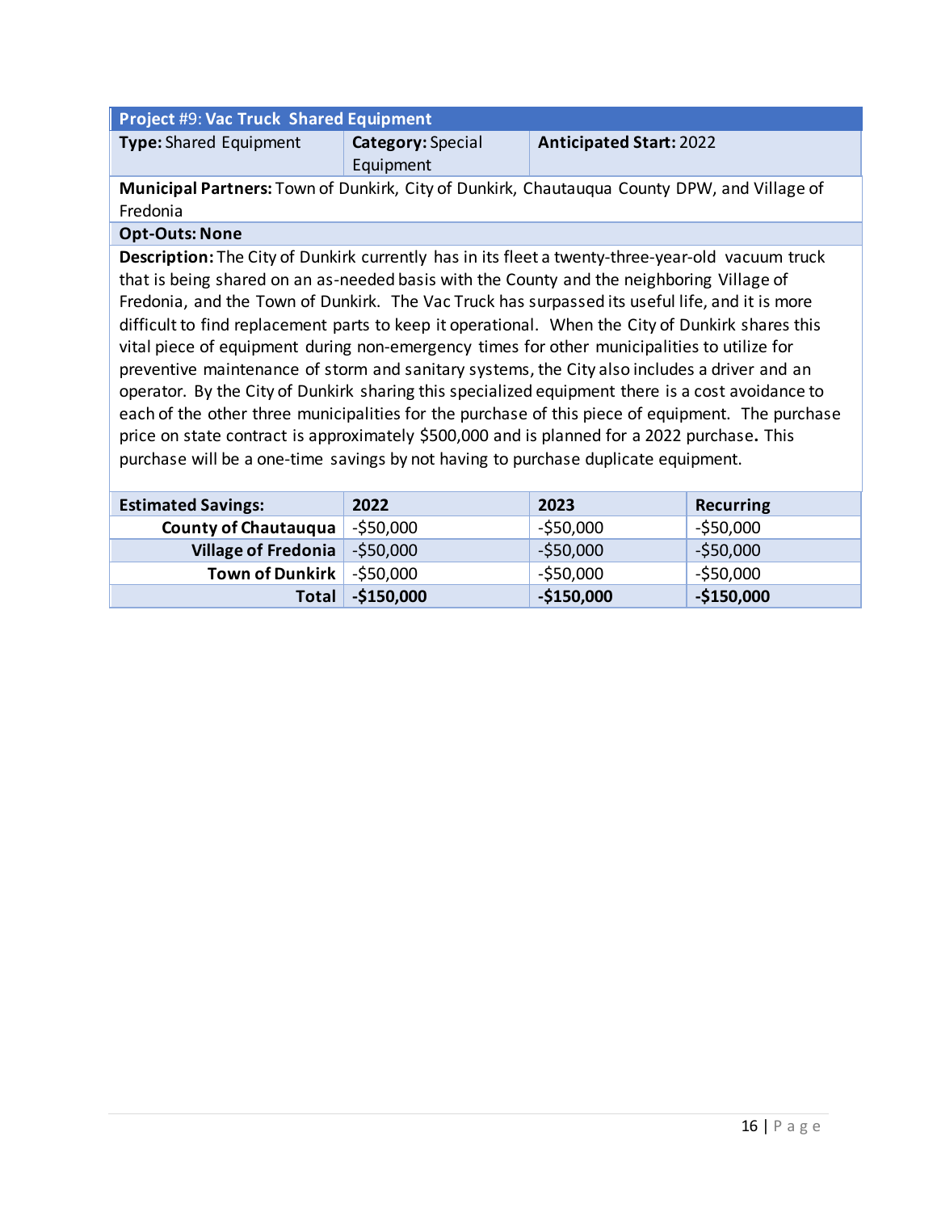| **Project #9: Vac Truck Shared Equipment** | | |
|---|---|---|
| **Type:** Shared Equipment | **Category:** Special Equipment | **Anticipated Start:** 2022 |

**Municipal Partners:** Town of Dunkirk, City of Dunkirk, Chautauqua County DPW, and Village of Fredonia

**Opt-Outs: None**

**Description:** The City of Dunkirk currently has in its fleet a twenty-three-year-old vacuum truck that is being shared on an as-needed basis with the County and the neighboring Village of Fredonia, and the Town of Dunkirk. The Vac Truck has surpassed its useful life, and it is more difficult to find replacement parts to keep it operational. When the City of Dunkirk shares this vital piece of equipment during non-emergency times for other municipalities to utilize for preventive maintenance of storm and sanitary systems, the City also includes a driver and an operator. By the City of Dunkirk sharing this specialized equipment there is a cost avoidance to each of the other three municipalities for the purchase of this piece of equipment. The purchase price on state contract is approximately $500,000 and is planned for a 2022 purchase**.** This purchase will be a one-time savings by not having to purchase duplicate equipment.

| **Estimated Savings:** | **2022** | **2023** | **Recurring** |
|---|---|---|---|
| **County of Chautauqua** | -$50,000 | -$50,000 | -$50,000 |
| **Village of Fredonia** | -$50,000 | -$50,000 | -$50,000 |
| **Town of Dunkirk** | -$50,000 | -$50,000 | -$50,000 |
| **Total** | **-$150,000** | **-$150,000** | **-$150,000** |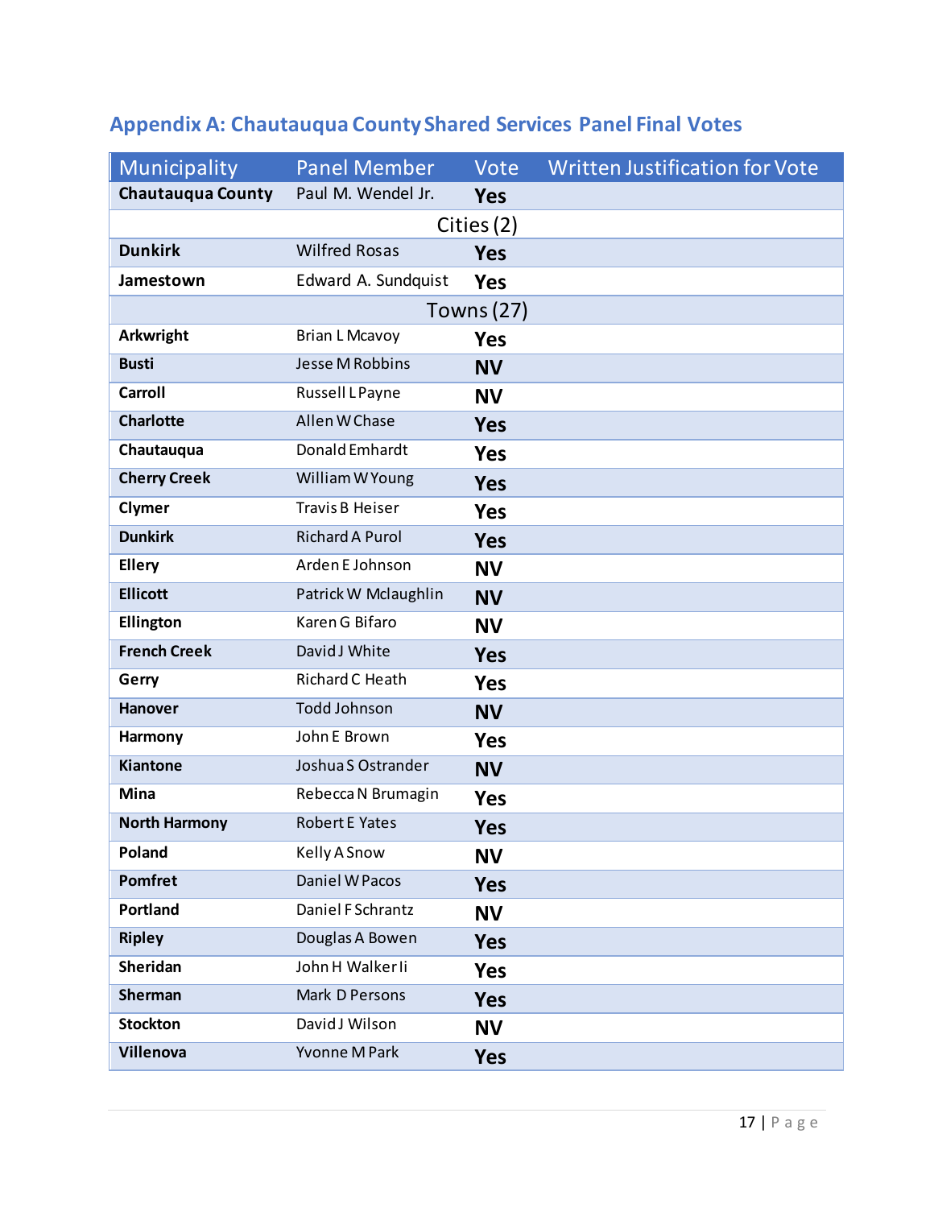## Appendix A: Chautauqua County Shared Services Panel Final Votes

| Municipality | Panel Member | Vote | Written Justification for Vote |
|---|---|---|---|
| **Chautauqua County** | Paul M. Wendel Jr. | **Yes** | |
| | Cities (2) | | |
| **Dunkirk** | Wilfred Rosas | **Yes** | |
| **Jamestown** | Edward A. Sundquist | **Yes** | |
| | Towns (27) | | |
| **Arkwright** | Brian L Mcavoy | **Yes** | |
| **Busti** | Jesse M Robbins | **NV** | |
| **Carroll** | Russell L Payne | **NV** | |
| **Charlotte** | Allen W Chase | **Yes** | |
| **Chautauqua** | Donald Emhardt | **Yes** | |
| **Cherry Creek** | William W Young | **Yes** | |
| **Clymer** | Travis B Heiser | **Yes** | |
| **Dunkirk** | Richard A Purol | **Yes** | |
| **Ellery** | Arden E Johnson | **NV** | |
| **Ellicott** | Patrick W Mclaughlin | **NV** | |
| **Ellington** | Karen G Bifaro | **NV** | |
| **French Creek** | David J White | **Yes** | |
| **Gerry** | Richard C Heath | **Yes** | |
| **Hanover** | Todd Johnson | **NV** | |
| **Harmony** | John E Brown | **Yes** | |
| **Kiantone** | Joshua S Ostrander | **NV** | |
| **Mina** | Rebecca N Brumagin | **Yes** | |
| **North Harmony** | Robert E Yates | **Yes** | |
| **Poland** | Kelly A Snow | **NV** | |
| **Pomfret** | Daniel W Pacos | **Yes** | |
| **Portland** | Daniel F Schrantz | **NV** | |
| **Ripley** | Douglas A Bowen | **Yes** | |
| **Sheridan** | John H Walker Ii | **Yes** | |
| **Sherman** | Mark D Persons | **Yes** | |
| **Stockton** | David J Wilson | **NV** | |
| **Villenova** | Yvonne M Park | **Yes** | |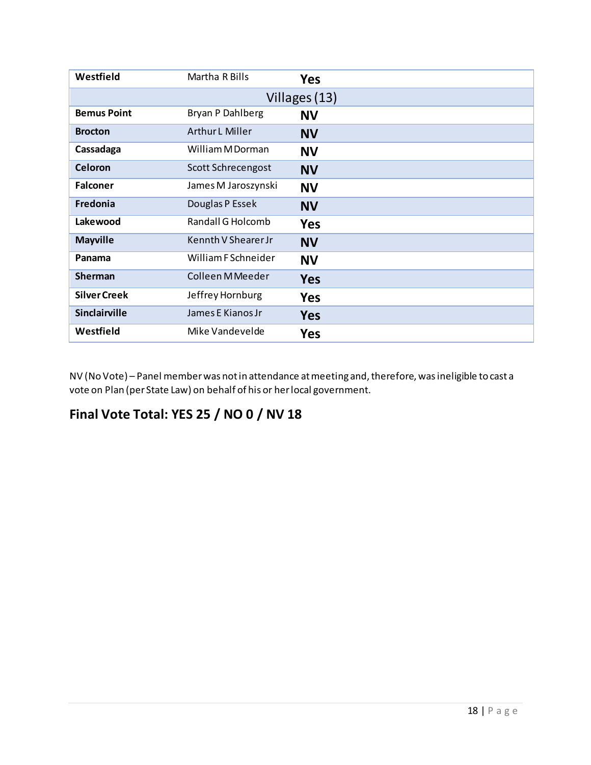| | | |
|---|---|---|
| **Westfield** | Martha R Bills | **Yes** |
| | Villages (13) | |
| **Bemus Point** | Bryan P Dahlberg | **NV** |
| **Brocton** | Arthur L Miller | **NV** |
| **Cassadaga** | William M Dorman | **NV** |
| **Celoron** | Scott Schrecengost | **NV** |
| **Falconer** | James M Jaroszynski | **NV** |
| **Fredonia** | Douglas P Essek | **NV** |
| **Lakewood** | Randall G Holcomb | **Yes** |
| **Mayville** | Kennth V Shearer Jr | **NV** |
| **Panama** | William F Schneider | **NV** |
| **Sherman** | Colleen M Meeder | **Yes** |
| **Silver Creek** | Jeffrey Hornburg | **Yes** |
| **Sinclairville** | James E Kianos Jr | **Yes** |
| **Westfield** | Mike Vandevelde | **Yes** |

NV (No Vote) – Panel member was not in attendance at meeting and, therefore, was ineligible to cast a vote on Plan (per State Law) on behalf of his or her local government.

## Final Vote Total: YES 25 / NO 0 / NV 18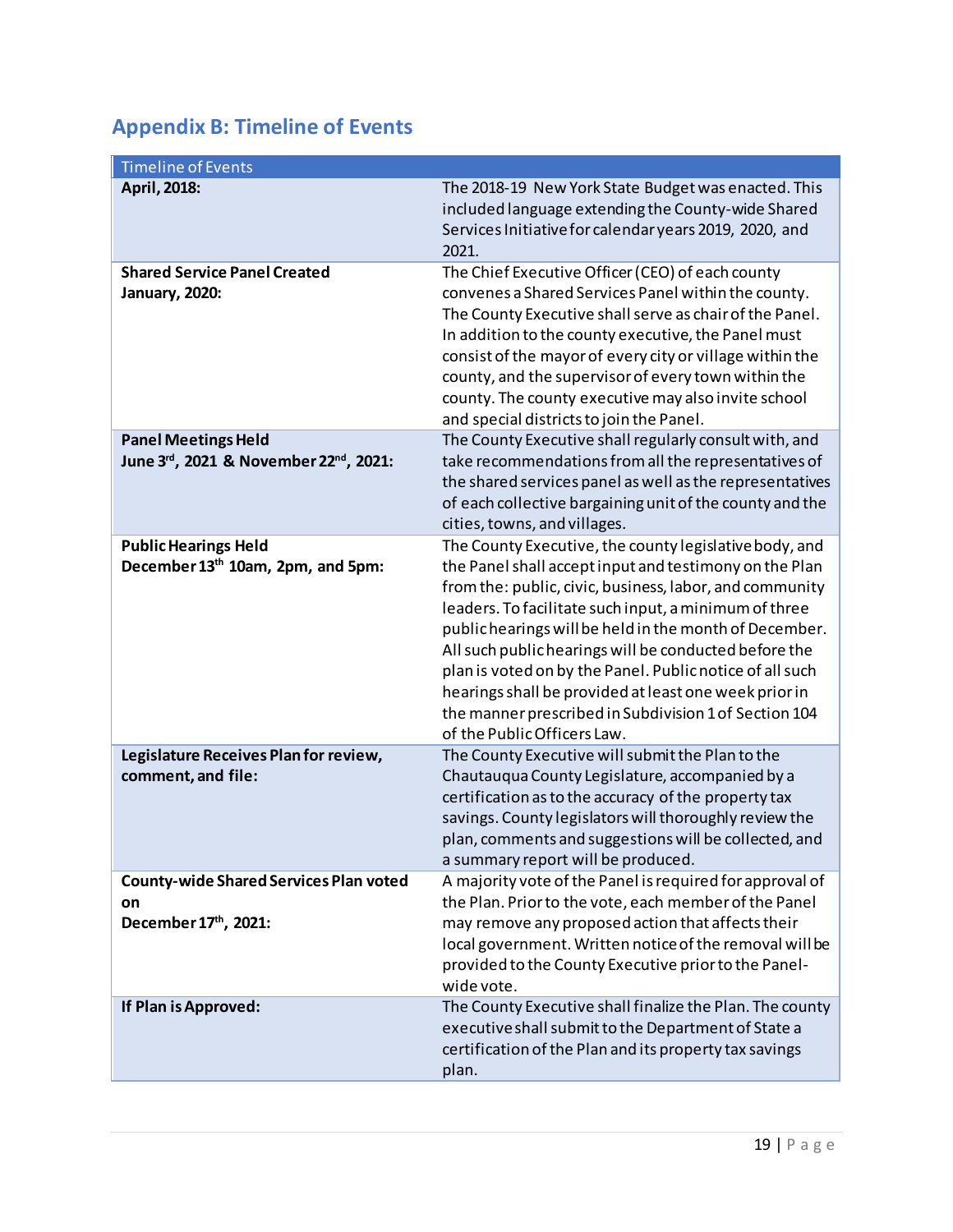## Appendix B: Timeline of Events

| Timeline of Events | |
|---|---|
| **April, 2018:** | The 2018-19 New York State Budget was enacted. This included language extending the County-wide Shared Services Initiative for calendar years 2019, 2020, and 2021. |
| **Shared Service Panel Created January, 2020:** | The Chief Executive Officer (CEO) of each county convenes a Shared Services Panel within the county. The County Executive shall serve as chair of the Panel. In addition to the county executive, the Panel must consist of the mayor of every city or village within the county, and the supervisor of every town within the county. The county executive may also invite school and special districts to join the Panel. |
| **Panel Meetings Held June 3rd, 2021 & November 22nd, 2021:** | The County Executive shall regularly consult with, and take recommendations from all the representatives of the shared services panel as well as the representatives of each collective bargaining unit of the county and the cities, towns, and villages. |
| **Public Hearings Held December 13th 10am, 2pm, and 5pm:** | The County Executive, the county legislative body, and the Panel shall accept input and testimony on the Plan from the: public, civic, business, labor, and community leaders. To facilitate such input, a minimum of three public hearings will be held in the month of December. All such public hearings will be conducted before the plan is voted on by the Panel. Public notice of all such hearings shall be provided at least one week prior in the manner prescribed in Subdivision 1 of Section 104 of the Public Officers Law. |
| **Legislature Receives Plan for review, comment, and file:** | The County Executive will submit the Plan to the Chautauqua County Legislature, accompanied by a certification as to the accuracy of the property tax savings. County legislators will thoroughly review the plan, comments and suggestions will be collected, and a summary report will be produced. |
| **County-wide Shared Services Plan voted on December 17th, 2021:** | A majority vote of the Panel is required for approval of the Plan. Prior to the vote, each member of the Panel may remove any proposed action that affects their local government. Written notice of the removal will be provided to the County Executive prior to the Panel-wide vote. |
| **If Plan is Approved:** | The County Executive shall finalize the Plan. The county executive shall submit to the Department of State a certification of the Plan and its property tax savings plan. |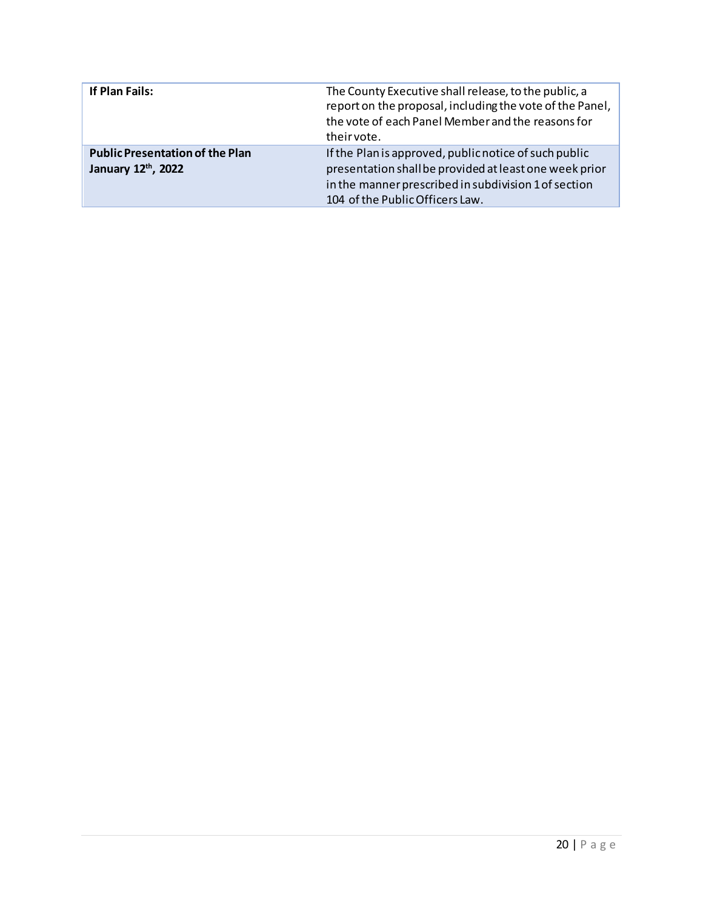| | |
|---|---|
| **If Plan Fails:** | The County Executive shall release, to the public, a report on the proposal, including the vote of the Panel, the vote of each Panel Member and the reasons for their vote. |
| **Public Presentation of the Plan January 12th, 2022** | If the Plan is approved, public notice of such public presentation shall be provided at least one week prior in the manner prescribed in subdivision 1 of section 104 of the Public Officers Law. |